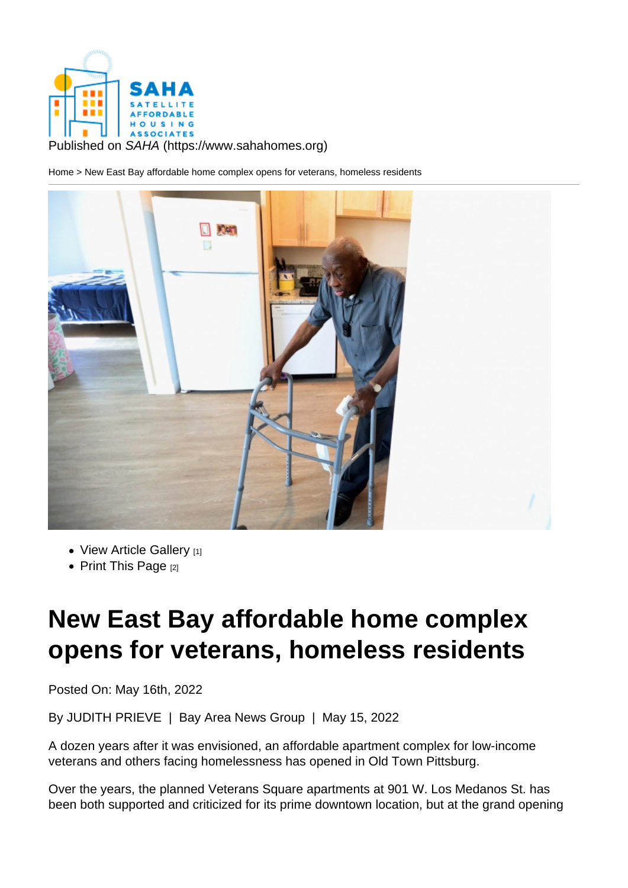Published on *SAHA* (https://www.sahahomes.org)

Home > New East Bay affordable home complex opens for veterans, homeless residents

- View Article Gallery [1]
- Print This Page [2]

# New East Bay affordable home complex opens for veterans, homeless residents

Posted On: May 16th, 2022

By JUDITH PRIEVE | Bay Area News Group | May 15, 2022

A dozen years after it was envisioned, an affordable apartment complex for low-income veterans and others facing homelessness has opened in Old Town Pittsburg.

Over the years, the planned Veterans Square apartments at 901 W. Los Medanos St. has been both supported and criticized for its prime downtown location, but at the grand opening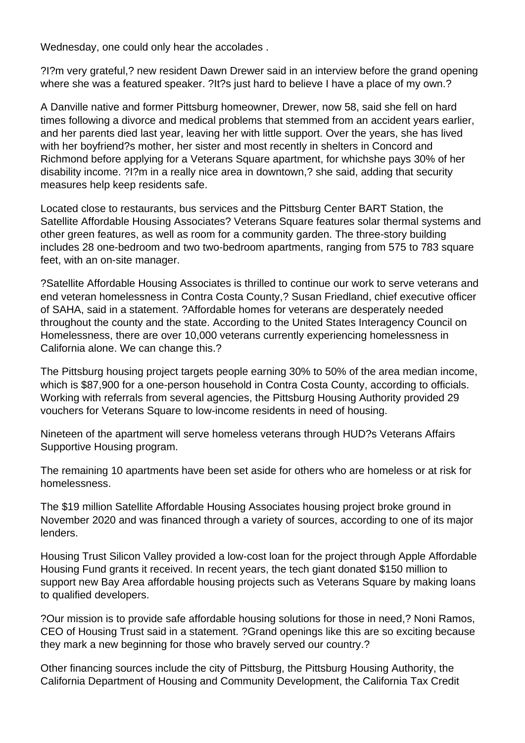Wednesday, one could only hear the accolades .

?I?m very grateful,? new resident Dawn Drewer said in an interview before the grand opening where she was a featured speaker. ?It?s just hard to believe I have a place of my own.?

A Danville native and former Pittsburg homeowner, Drewer, now 58, said she fell on hard times following a divorce and medical problems that stemmed from an accident years earlier, and her parents died last year, leaving her with little support. Over the years, she has lived with her boyfriend?s mother, her sister and most recently in shelters in Concord and Richmond before applying for a Veterans Square apartment, for whichshe pays 30% of her disability income. ?I?m in a really nice area in downtown,? she said, adding that security measures help keep residents safe.

Located close to restaurants, bus services and the Pittsburg Center BART Station, the Satellite Affordable Housing Associates? Veterans Square features solar thermal systems and other green features, as well as room for a community garden. The three-story building includes 28 one-bedroom and two two-bedroom apartments, ranging from 575 to 783 square feet, with an on-site manager.

?Satellite Affordable Housing Associates is thrilled to continue our work to serve veterans and end veteran homelessness in Contra Costa County,? Susan Friedland, chief executive officer of SAHA, said in a statement. ?Affordable homes for veterans are desperately needed throughout the county and the state. According to the United States Interagency Council on Homelessness, there are over 10,000 veterans currently experiencing homelessness in California alone. We can change this.?

The Pittsburg housing project targets people earning 30% to 50% of the area median income, which is $87,900 for a one-person household in Contra Costa County, according to officials. Working with referrals from several agencies, the Pittsburg Housing Authority provided 29 vouchers for Veterans Square to low-income residents in need of housing.

Nineteen of the apartment will serve homeless veterans through HUD?s Veterans Affairs Supportive Housing program.

The remaining 10 apartments have been set aside for others who are homeless or at risk for homelessness.

The $19 million Satellite Affordable Housing Associates housing project broke ground in November 2020 and was financed through a variety of sources, according to one of its major lenders.

Housing Trust Silicon Valley provided a low-cost loan for the project through Apple Affordable Housing Fund grants it received. In recent years, the tech giant donated $150 million to support new Bay Area affordable housing projects such as Veterans Square by making loans to qualified developers.

?Our mission is to provide safe affordable housing solutions for those in need,? Noni Ramos, CEO of Housing Trust said in a statement. ?Grand openings like this are so exciting because they mark a new beginning for those who bravely served our country.?

Other financing sources include the city of Pittsburg, the Pittsburg Housing Authority, the California Department of Housing and Community Development, the California Tax Credit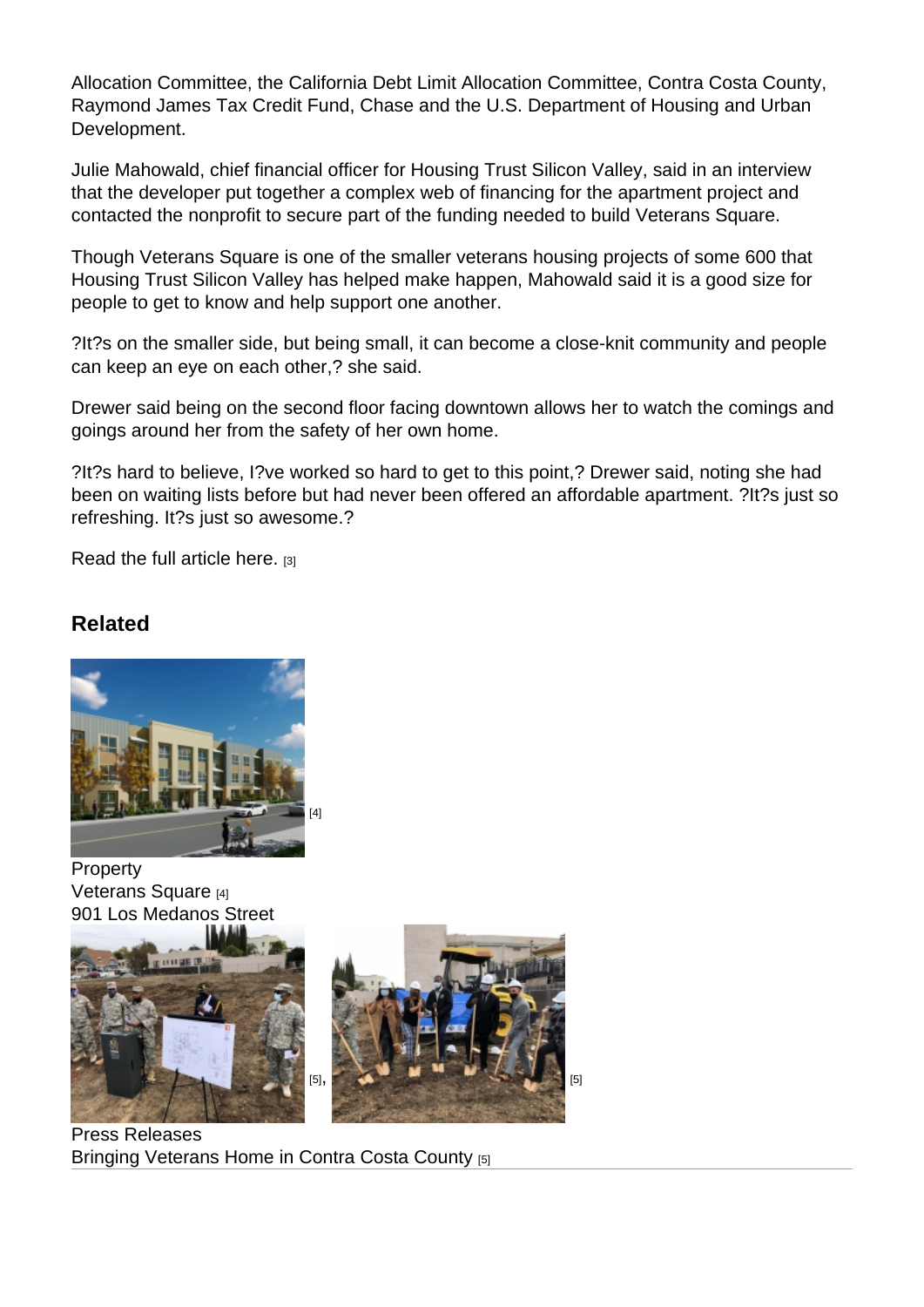Allocation Committee, the California Debt Limit Allocation Committee, Contra Costa County, Raymond James Tax Credit Fund, Chase and the U.S. Department of Housing and Urban Development.

Julie Mahowald, chief financial officer for Housing Trust Silicon Valley, said in an interview that the developer put together a complex web of financing for the apartment project and contacted the nonprofit to secure part of the funding needed to build Veterans Square.

Though Veterans Square is one of the smaller veterans housing projects of some 600 that Housing Trust Silicon Valley has helped make happen, Mahowald said it is a good size for people to get to know and help support one another.

?It?s on the smaller side, but being small, it can become a close-knit community and people can keep an eye on each other,? she said.

Drewer said being on the second floor facing downtown allows her to watch the comings and goings around her from the safety of her own home.

?It?s hard to believe, I?ve worked so hard to get to this point,? Drewer said, noting she had been on waiting lists before but had never been offered an affordable apartment. ?It?s just so refreshing. It?s just so awesome.?

Read the full article here. [3]

## Related

[4]

Property
Veterans Square [4]
901 Los Medanos Street

[5], [5]

Press Releases
Bringing Veterans Home in Contra Costa County [5]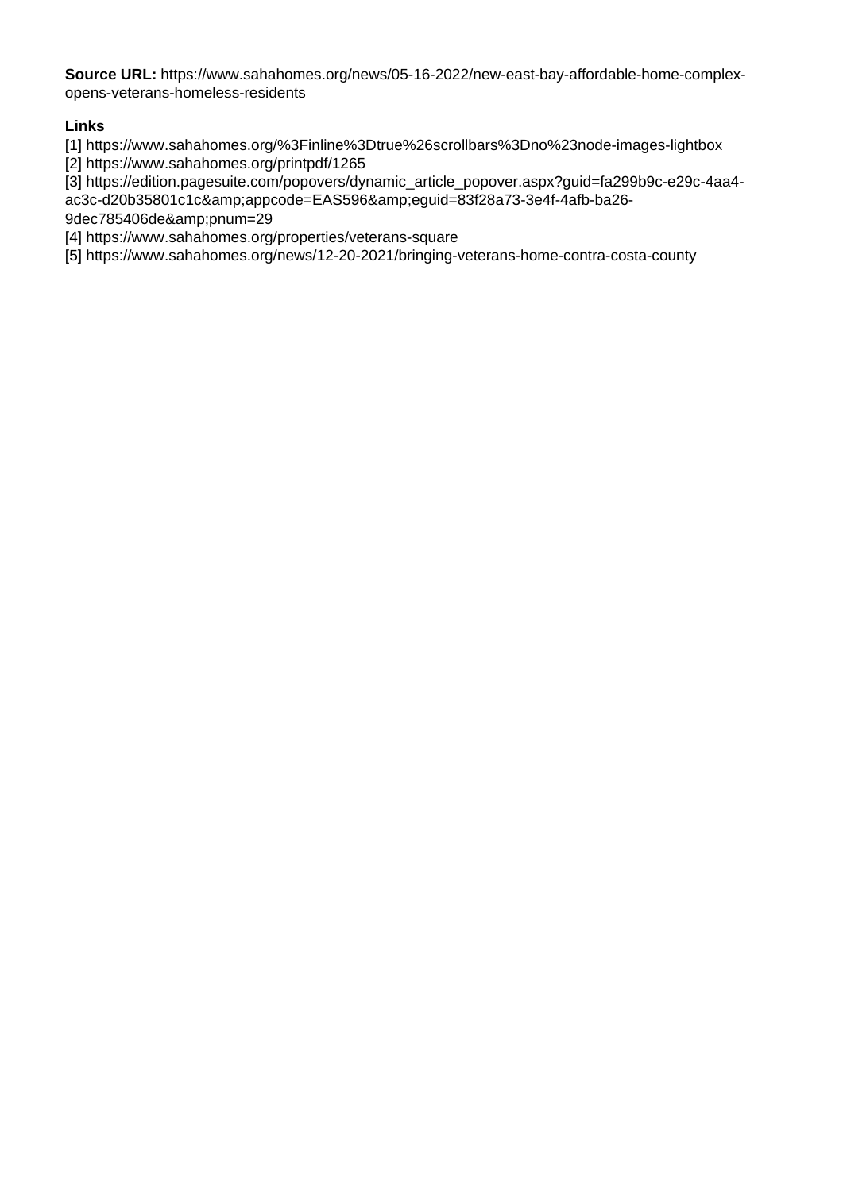**Source URL:** https://www.sahahomes.org/news/05-16-2022/new-east-bay-affordable-home-complex-opens-veterans-homeless-residents

**Links**

[1] https://www.sahahomes.org/%3Finline%3Dtrue%26scrollbars%3Dno%23node-images-lightbox
[2] https://www.sahahomes.org/printpdf/1265
[3] https://edition.pagesuite.com/popovers/dynamic_article_popover.aspx?guid=fa299b9c-e29c-4aa4-ac3c-d20b35801c1c&amp;appcode=EAS596&amp;eguid=83f28a73-3e4f-4afb-ba26-9dec785406de&amp;pnum=29
[4] https://www.sahahomes.org/properties/veterans-square
[5] https://www.sahahomes.org/news/12-20-2021/bringing-veterans-home-contra-costa-county